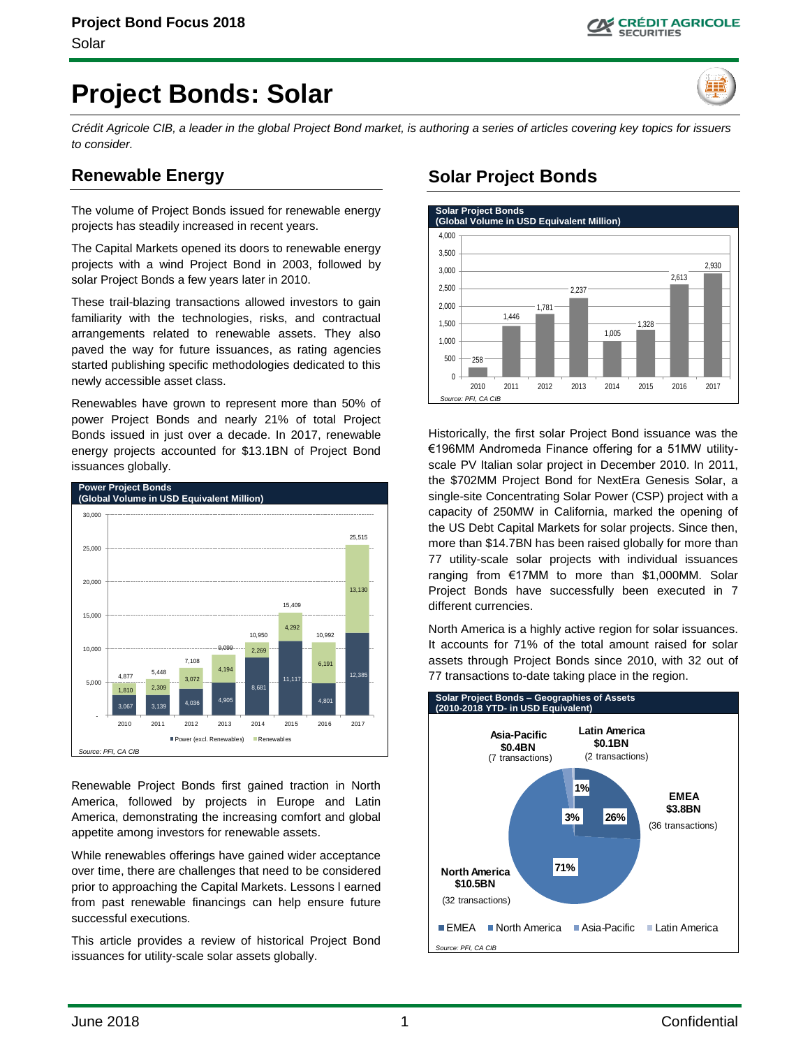# Project Bonds: Solar

*Crédit Agricole CIB, a leader in the global Project Bond market, is authoring a series of articles covering key topics for issuers to consider.*

## Renewable Energy

The volume of Project Bonds issued for renewable energy projects has steadily increased in recent years.

The Capital Markets opened its doors to renewable energy projects with a wind Project Bond in 2003, followed by solar Project Bonds a few years later in 2010.

These trail-blazing transactions allowed investors to gain familiarity with the technologies, risks, and contractual arrangements related to renewable assets. They also paved the way for future issuances, as rating agencies started publishing specific methodologies dedicated to this newly accessible asset class.

Renewables have grown to represent more than 50% of power Project Bonds and nearly 21% of total Project Bonds issued in just over a decade. In 2017, renewable energy projects accounted for $13.1BN of Project Bond issuances globally.

**Power Project Bonds (Global Volume in USD Equivalent Million)**

| Year | Power (excl. Renewables) | Renewables | Total |
|---|---|---|---|
| 2010 | 3,067 | 1,810 | 4,877 |
| 2011 | 3,139 | 2,309 | 5,448 |
| 2012 | 4,036 | 3,072 | 7,108 |
| 2013 | 4,905 | 4,194 | 9,099 |
| 2014 | 8,681 | 2,269 | 10,950 |
| 2015 | 11,117 | 4,292 | 15,409 |
| 2016 | 4,801 | 6,191 | 10,992 |
| 2017 | 12,385 | 13,130 | 25,515 |

*Source: PFI, CA CIB*

Renewable Project Bonds first gained traction in North America, followed by projects in Europe and Latin America, demonstrating the increasing comfort and global appetite among investors for renewable assets.

While renewables offerings have gained wider acceptance over time, there are challenges that need to be considered prior to approaching the Capital Markets. Lessons l earned from past renewable financings can help ensure future successful executions.

This article provides a review of historical Project Bond issuances for utility-scale solar assets globally.

## Solar Project Bonds

**Solar Project Bonds (Global Volume in USD Equivalent Million)**

| Year | Volume |
|---|---|
| 2010 | 258 |
| 2011 | 1,446 |
| 2012 | 1,781 |
| 2013 | 2,237 |
| 2014 | 1,005 |
| 2015 | 1,328 |
| 2016 | 2,613 |
| 2017 | 2,930 |

*Source: PFI, CA CIB*

Historically, the first solar Project Bond issuance was the €196MM Andromeda Finance offering for a 51MW utility-scale PV Italian solar project in December 2010. In 2011, the $702MM Project Bond for NextEra Genesis Solar, a single-site Concentrating Solar Power (CSP) project with a capacity of 250MW in California, marked the opening of the US Debt Capital Markets for solar projects. Since then, more than $14.7BN has been raised globally for more than 77 utility-scale solar projects with individual issuances ranging from €17MM to more than $1,000MM. Solar Project Bonds have successfully been executed in 7 different currencies.

North America is a highly active region for solar issuances. It accounts for 71% of the total amount raised for solar assets through Project Bonds since 2010, with 32 out of 77 transactions to-date taking place in the region.

**Solar Project Bonds – Geographies of Assets (2010-2018 YTD- in USD Equivalent)**

| Region | Amount | Share | Transactions |
|---|---|---|---|
| EMEA | $3.8BN | 26% | 36 |
| North America | $10.5BN | 71% | 32 |
| Asia-Pacific | $0.4BN | 3% | 7 |
| Latin America | $0.1BN | 1% | 2 |

*Source: PFI, CA CIB*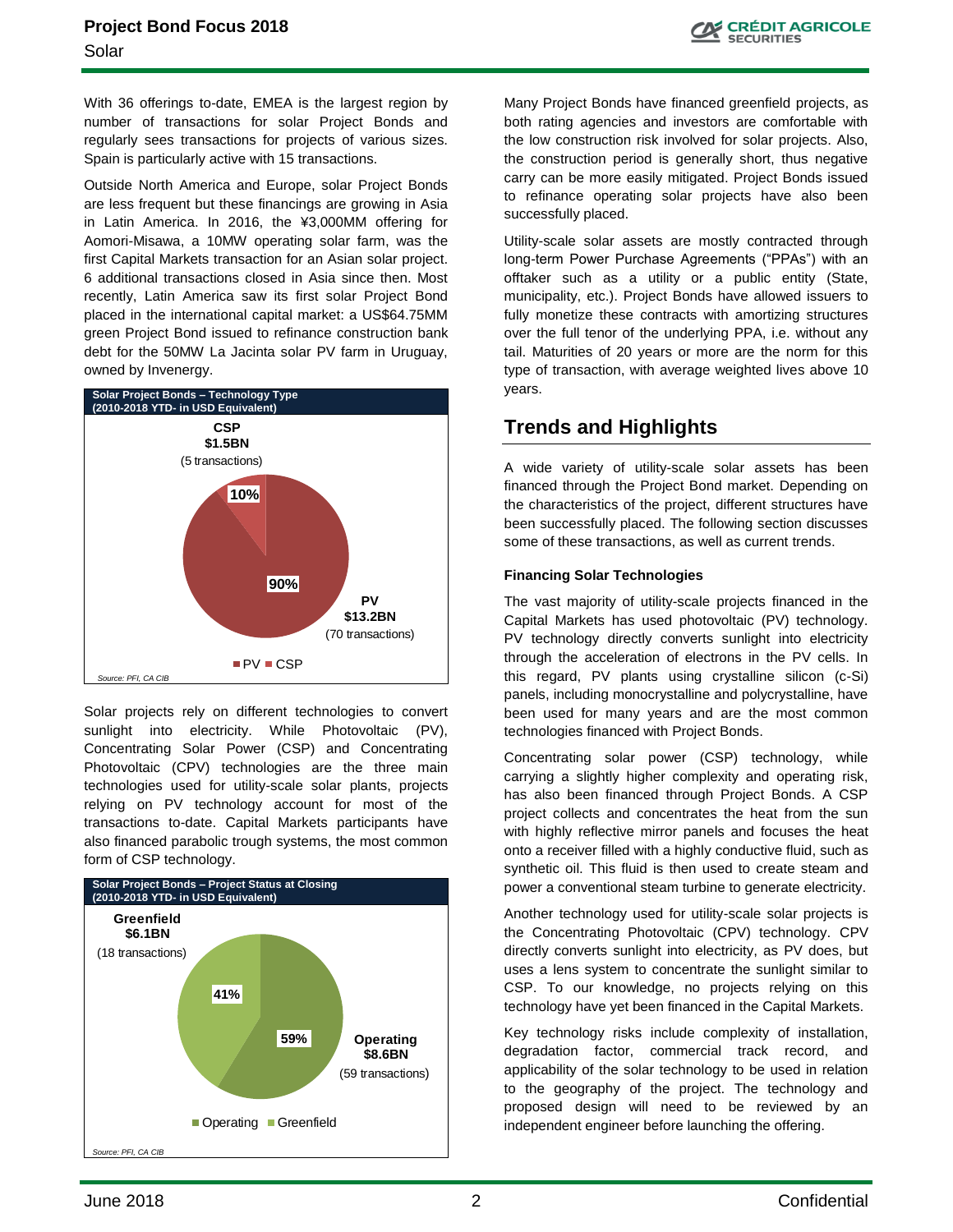With 36 offerings to-date, EMEA is the largest region by number of transactions for solar Project Bonds and regularly sees transactions for projects of various sizes. Spain is particularly active with 15 transactions.

Outside North America and Europe, solar Project Bonds are less frequent but these financings are growing in Asia in Latin America. In 2016, the ¥3,000MM offering for Aomori-Misawa, a 10MW operating solar farm, was the first Capital Markets transaction for an Asian solar project. 6 additional transactions closed in Asia since then. Most recently, Latin America saw its first solar Project Bond placed in the international capital market: a US$64.75MM green Project Bond issued to refinance construction bank debt for the 50MW La Jacinta solar PV farm in Uruguay, owned by Invenergy.

**Solar Project Bonds – Technology Type (2010-2018 YTD- in USD Equivalent)**

| Technology | Amount | Transactions | Share |
|---|---|---|---|
| PV | $13.2BN | 70 transactions | 90% |
| CSP | $1.5BN | 5 transactions | 10% |

*Source: PFI, CA CIB*

Solar projects rely on different technologies to convert sunlight into electricity. While Photovoltaic (PV), Concentrating Solar Power (CSP) and Concentrating Photovoltaic (CPV) technologies are the three main technologies used for utility-scale solar plants, projects relying on PV technology account for most of the transactions to-date. Capital Markets participants have also financed parabolic trough systems, the most common form of CSP technology.

**Solar Project Bonds – Project Status at Closing (2010-2018 YTD- in USD Equivalent)**

| Status | Amount | Transactions | Share |
|---|---|---|---|
| Operating | $8.6BN | 59 transactions | 59% |
| Greenfield | $6.1BN | 18 transactions | 41% |

*Source: PFI, CA CIB*

Many Project Bonds have financed greenfield projects, as both rating agencies and investors are comfortable with the low construction risk involved for solar projects. Also, the construction period is generally short, thus negative carry can be more easily mitigated. Project Bonds issued to refinance operating solar projects have also been successfully placed.

Utility-scale solar assets are mostly contracted through long-term Power Purchase Agreements ("PPAs") with an offtaker such as a utility or a public entity (State, municipality, etc.). Project Bonds have allowed issuers to fully monetize these contracts with amortizing structures over the full tenor of the underlying PPA, i.e. without any tail. Maturities of 20 years or more are the norm for this type of transaction, with average weighted lives above 10 years.

## Trends and Highlights

A wide variety of utility-scale solar assets has been financed through the Project Bond market. Depending on the characteristics of the project, different structures have been successfully placed. The following section discusses some of these transactions, as well as current trends.

### Financing Solar Technologies

The vast majority of utility-scale projects financed in the Capital Markets has used photovoltaic (PV) technology. PV technology directly converts sunlight into electricity through the acceleration of electrons in the PV cells. In this regard, PV plants using crystalline silicon (c-Si) panels, including monocrystalline and polycrystalline, have been used for many years and are the most common technologies financed with Project Bonds.

Concentrating solar power (CSP) technology, while carrying a slightly higher complexity and operating risk, has also been financed through Project Bonds. A CSP project collects and concentrates the heat from the sun with highly reflective mirror panels and focuses the heat onto a receiver filled with a highly conductive fluid, such as synthetic oil. This fluid is then used to create steam and power a conventional steam turbine to generate electricity.

Another technology used for utility-scale solar projects is the Concentrating Photovoltaic (CPV) technology. CPV directly converts sunlight into electricity, as PV does, but uses a lens system to concentrate the sunlight similar to CSP. To our knowledge, no projects relying on this technology have yet been financed in the Capital Markets.

Key technology risks include complexity of installation, degradation factor, commercial track record, and applicability of the solar technology to be used in relation to the geography of the project. The technology and proposed design will need to be reviewed by an independent engineer before launching the offering.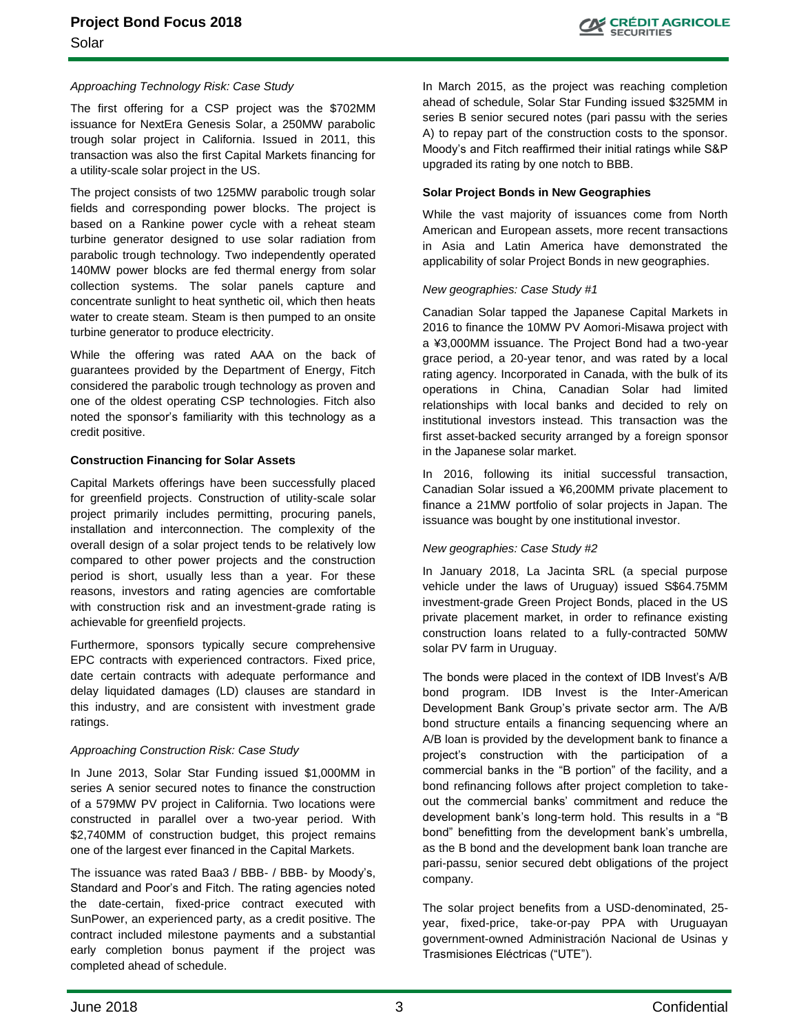*Approaching Technology Risk: Case Study*

The first offering for a CSP project was the $702MM issuance for NextEra Genesis Solar, a 250MW parabolic trough solar project in California. Issued in 2011, this transaction was also the first Capital Markets financing for a utility-scale solar project in the US.

The project consists of two 125MW parabolic trough solar fields and corresponding power blocks. The project is based on a Rankine power cycle with a reheat steam turbine generator designed to use solar radiation from parabolic trough technology. Two independently operated 140MW power blocks are fed thermal energy from solar collection systems. The solar panels capture and concentrate sunlight to heat synthetic oil, which then heats water to create steam. Steam is then pumped to an onsite turbine generator to produce electricity.

While the offering was rated AAA on the back of guarantees provided by the Department of Energy, Fitch considered the parabolic trough technology as proven and one of the oldest operating CSP technologies. Fitch also noted the sponsor's familiarity with this technology as a credit positive.

**Construction Financing for Solar Assets**

Capital Markets offerings have been successfully placed for greenfield projects. Construction of utility-scale solar project primarily includes permitting, procuring panels, installation and interconnection. The complexity of the overall design of a solar project tends to be relatively low compared to other power projects and the construction period is short, usually less than a year. For these reasons, investors and rating agencies are comfortable with construction risk and an investment-grade rating is achievable for greenfield projects.

Furthermore, sponsors typically secure comprehensive EPC contracts with experienced contractors. Fixed price, date certain contracts with adequate performance and delay liquidated damages (LD) clauses are standard in this industry, and are consistent with investment grade ratings.

*Approaching Construction Risk: Case Study*

In June 2013, Solar Star Funding issued $1,000MM in series A senior secured notes to finance the construction of a 579MW PV project in California. Two locations were constructed in parallel over a two-year period. With $2,740MM of construction budget, this project remains one of the largest ever financed in the Capital Markets.

The issuance was rated Baa3 / BBB- / BBB- by Moody's, Standard and Poor's and Fitch. The rating agencies noted the date-certain, fixed-price contract executed with SunPower, an experienced party, as a credit positive. The contract included milestone payments and a substantial early completion bonus payment if the project was completed ahead of schedule.

In March 2015, as the project was reaching completion ahead of schedule, Solar Star Funding issued $325MM in series B senior secured notes (pari passu with the series A) to repay part of the construction costs to the sponsor. Moody's and Fitch reaffirmed their initial ratings while S&P upgraded its rating by one notch to BBB.

**Solar Project Bonds in New Geographies**

While the vast majority of issuances come from North American and European assets, more recent transactions in Asia and Latin America have demonstrated the applicability of solar Project Bonds in new geographies.

*New geographies: Case Study #1*

Canadian Solar tapped the Japanese Capital Markets in 2016 to finance the 10MW PV Aomori-Misawa project with a ¥3,000MM issuance. The Project Bond had a two-year grace period, a 20-year tenor, and was rated by a local rating agency. Incorporated in Canada, with the bulk of its operations in China, Canadian Solar had limited relationships with local banks and decided to rely on institutional investors instead. This transaction was the first asset-backed security arranged by a foreign sponsor in the Japanese solar market.

In 2016, following its initial successful transaction, Canadian Solar issued a ¥6,200MM private placement to finance a 21MW portfolio of solar projects in Japan. The issuance was bought by one institutional investor.

*New geographies: Case Study #2*

In January 2018, La Jacinta SRL (a special purpose vehicle under the laws of Uruguay) issued S$64.75MM investment-grade Green Project Bonds, placed in the US private placement market, in order to refinance existing construction loans related to a fully-contracted 50MW solar PV farm in Uruguay.

The bonds were placed in the context of IDB Invest's A/B bond program. IDB Invest is the Inter-American Development Bank Group's private sector arm. The A/B bond structure entails a financing sequencing where an A/B loan is provided by the development bank to finance a project's construction with the participation of a commercial banks in the "B portion" of the facility, and a bond refinancing follows after project completion to take-out the commercial banks' commitment and reduce the development bank's long-term hold. This results in a "B bond" benefitting from the development bank's umbrella, as the B bond and the development bank loan tranche are pari-passu, senior secured debt obligations of the project company.

The solar project benefits from a USD-denominated, 25-year, fixed-price, take-or-pay PPA with Uruguayan government-owned Administración Nacional de Usinas y Trasmisiones Eléctricas ("UTE").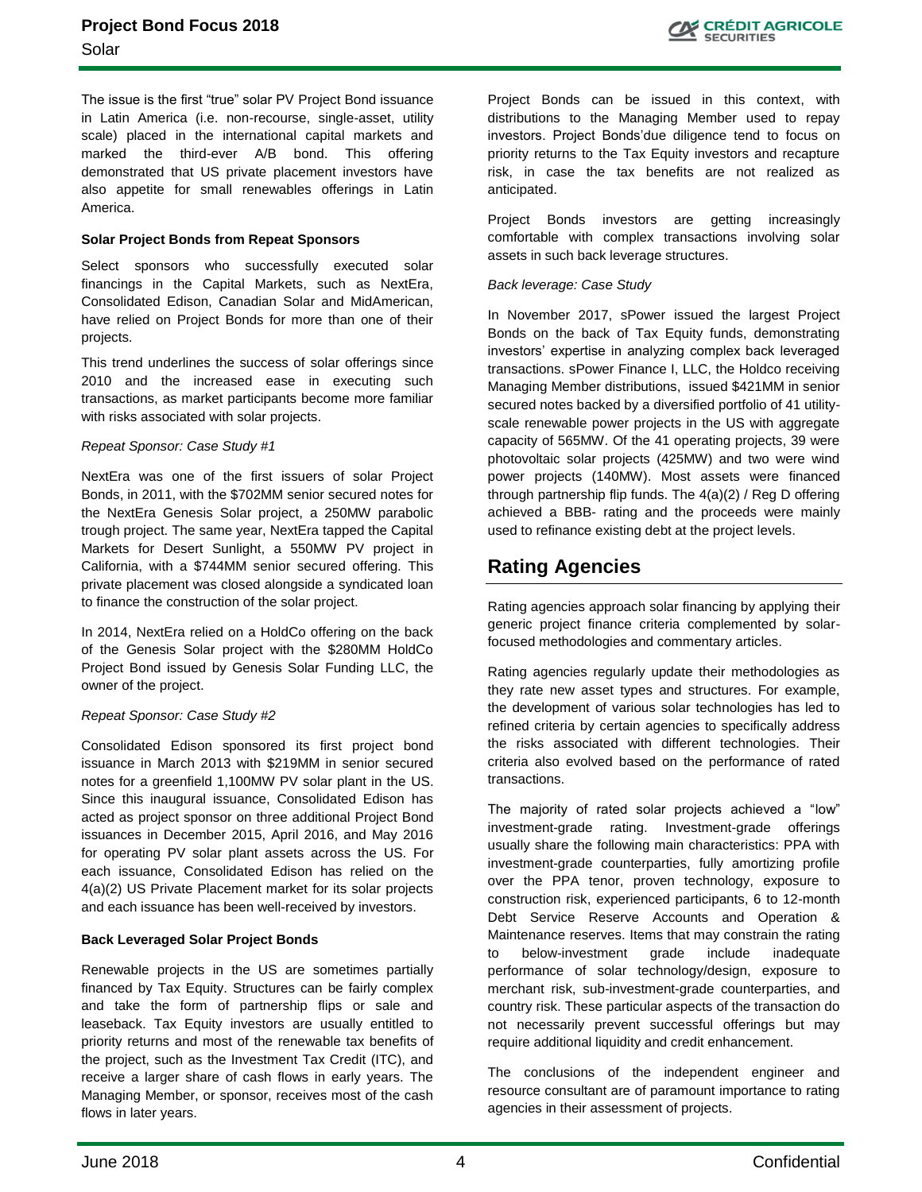The issue is the first "true" solar PV Project Bond issuance in Latin America (i.e. non-recourse, single-asset, utility scale) placed in the international capital markets and marked the third-ever A/B bond. This offering demonstrated that US private placement investors have also appetite for small renewables offerings in Latin America.

**Solar Project Bonds from Repeat Sponsors**

Select sponsors who successfully executed solar financings in the Capital Markets, such as NextEra, Consolidated Edison, Canadian Solar and MidAmerican, have relied on Project Bonds for more than one of their projects.

This trend underlines the success of solar offerings since 2010 and the increased ease in executing such transactions, as market participants become more familiar with risks associated with solar projects.

*Repeat Sponsor: Case Study #1*

NextEra was one of the first issuers of solar Project Bonds, in 2011, with the $702MM senior secured notes for the NextEra Genesis Solar project, a 250MW parabolic trough project. The same year, NextEra tapped the Capital Markets for Desert Sunlight, a 550MW PV project in California, with a $744MM senior secured offering. This private placement was closed alongside a syndicated loan to finance the construction of the solar project.

In 2014, NextEra relied on a HoldCo offering on the back of the Genesis Solar project with the $280MM HoldCo Project Bond issued by Genesis Solar Funding LLC, the owner of the project.

*Repeat Sponsor: Case Study #2*

Consolidated Edison sponsored its first project bond issuance in March 2013 with $219MM in senior secured notes for a greenfield 1,100MW PV solar plant in the US. Since this inaugural issuance, Consolidated Edison has acted as project sponsor on three additional Project Bond issuances in December 2015, April 2016, and May 2016 for operating PV solar plant assets across the US. For each issuance, Consolidated Edison has relied on the 4(a)(2) US Private Placement market for its solar projects and each issuance has been well-received by investors.

**Back Leveraged Solar Project Bonds**

Renewable projects in the US are sometimes partially financed by Tax Equity. Structures can be fairly complex and take the form of partnership flips or sale and leaseback. Tax Equity investors are usually entitled to priority returns and most of the renewable tax benefits of the project, such as the Investment Tax Credit (ITC), and receive a larger share of cash flows in early years. The Managing Member, or sponsor, receives most of the cash flows in later years.

Project Bonds can be issued in this context, with distributions to the Managing Member used to repay investors. Project Bonds'due diligence tend to focus on priority returns to the Tax Equity investors and recapture risk, in case the tax benefits are not realized as anticipated.

Project Bonds investors are getting increasingly comfortable with complex transactions involving solar assets in such back leverage structures.

*Back leverage: Case Study*

In November 2017, sPower issued the largest Project Bonds on the back of Tax Equity funds, demonstrating investors' expertise in analyzing complex back leveraged transactions. sPower Finance I, LLC, the Holdco receiving Managing Member distributions, issued $421MM in senior secured notes backed by a diversified portfolio of 41 utility-scale renewable power projects in the US with aggregate capacity of 565MW. Of the 41 operating projects, 39 were photovoltaic solar projects (425MW) and two were wind power projects (140MW). Most assets were financed through partnership flip funds. The 4(a)(2) / Reg D offering achieved a BBB- rating and the proceeds were mainly used to refinance existing debt at the project levels.

## Rating Agencies

Rating agencies approach solar financing by applying their generic project finance criteria complemented by solar-focused methodologies and commentary articles.

Rating agencies regularly update their methodologies as they rate new asset types and structures. For example, the development of various solar technologies has led to refined criteria by certain agencies to specifically address the risks associated with different technologies. Their criteria also evolved based on the performance of rated transactions.

The majority of rated solar projects achieved a "low" investment-grade rating. Investment-grade offerings usually share the following main characteristics: PPA with investment-grade counterparties, fully amortizing profile over the PPA tenor, proven technology, exposure to construction risk, experienced participants, 6 to 12-month Debt Service Reserve Accounts and Operation & Maintenance reserves. Items that may constrain the rating to below-investment grade include inadequate performance of solar technology/design, exposure to merchant risk, sub-investment-grade counterparties, and country risk. These particular aspects of the transaction do not necessarily prevent successful offerings but may require additional liquidity and credit enhancement.

The conclusions of the independent engineer and resource consultant are of paramount importance to rating agencies in their assessment of projects.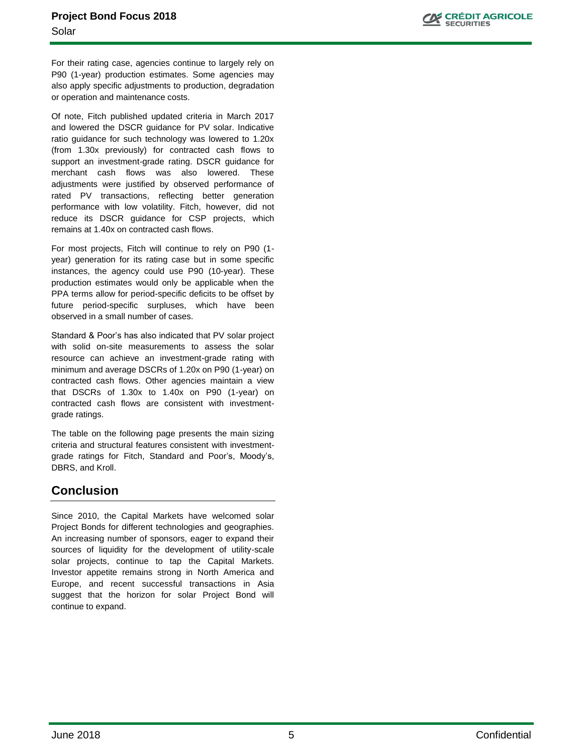For their rating case, agencies continue to largely rely on P90 (1-year) production estimates. Some agencies may also apply specific adjustments to production, degradation or operation and maintenance costs.

Of note, Fitch published updated criteria in March 2017 and lowered the DSCR guidance for PV solar. Indicative ratio guidance for such technology was lowered to 1.20x (from 1.30x previously) for contracted cash flows to support an investment-grade rating. DSCR guidance for merchant cash flows was also lowered. These adjustments were justified by observed performance of rated PV transactions, reflecting better generation performance with low volatility. Fitch, however, did not reduce its DSCR guidance for CSP projects, which remains at 1.40x on contracted cash flows.

For most projects, Fitch will continue to rely on P90 (1-year) generation for its rating case but in some specific instances, the agency could use P90 (10-year). These production estimates would only be applicable when the PPA terms allow for period-specific deficits to be offset by future period-specific surpluses, which have been observed in a small number of cases.

Standard & Poor's has also indicated that PV solar project with solid on-site measurements to assess the solar resource can achieve an investment-grade rating with minimum and average DSCRs of 1.20x on P90 (1-year) on contracted cash flows. Other agencies maintain a view that DSCRs of 1.30x to 1.40x on P90 (1-year) on contracted cash flows are consistent with investment-grade ratings.

The table on the following page presents the main sizing criteria and structural features consistent with investment-grade ratings for Fitch, Standard and Poor's, Moody's, DBRS, and Kroll.

## Conclusion

Since 2010, the Capital Markets have welcomed solar Project Bonds for different technologies and geographies. An increasing number of sponsors, eager to expand their sources of liquidity for the development of utility-scale solar projects, continue to tap the Capital Markets. Investor appetite remains strong in North America and Europe, and recent successful transactions in Asia suggest that the horizon for solar Project Bond will continue to expand.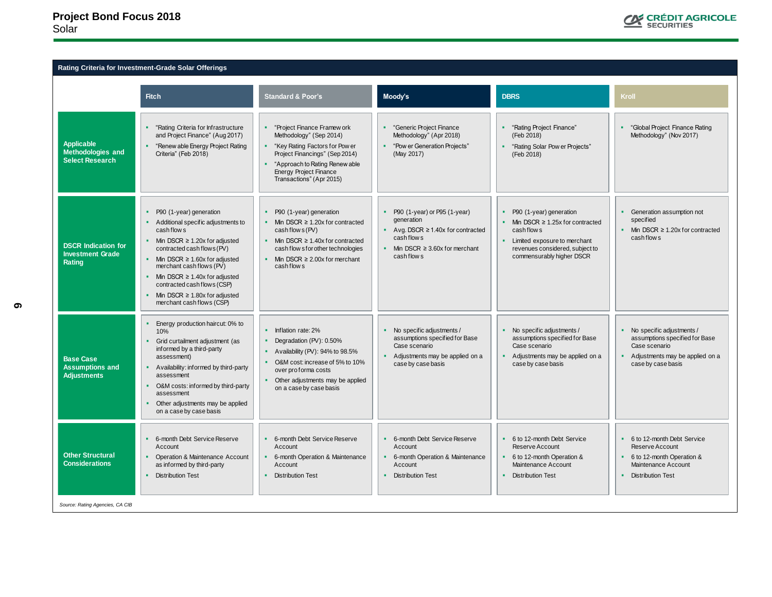# Project Bond Focus 2018

Solar

**Rating Criteria for Investment-Grade Solar Offerings**

| | Fitch | Standard & Poor's | Moody's | DBRS | Kroll |
|---|---|---|---|---|---|
| **Applicable Methodologies and Select Research** | ▪ "Rating Criteria for Infrastructure and Project Finance" (Aug 2017)<br>▪ "Renewable Energy Project Rating Criteria" (Feb 2018) | ▪ "Project Finance Framework Methodology" (Sep 2014)<br>▪ "Key Rating Factors for Power Project Financings" (Sep 2014)<br>▪ "Approach to Rating Renewable Energy Project Finance Transactions" (Apr 2015) | ▪ "Generic Project Finance Methodology" (Apr 2018)<br>▪ "Power Generation Projects" (May 2017) | ▪ "Rating Project Finance" (Feb 2018)<br>▪ "Rating Solar Power Projects" (Feb 2018) | ▪ "Global Project Finance Rating Methodology" (Nov 2017) |
| **DSCR Indication for Investment Grade Rating** | ▪ P90 (1-year) generation<br>▪ Additional specific adjustments to cash flows<br>▪ Min DSCR ≥ 1.20x for adjusted contracted cash flows (PV)<br>▪ Min DSCR ≥ 1.60x for adjusted merchant cash flows (PV)<br>▪ Min DSCR ≥ 1.40x for adjusted contracted cash flows (CSP)<br>▪ Min DSCR ≥ 1.80x for adjusted merchant cash flows (CSP) | ▪ P90 (1-year) generation<br>▪ Min DSCR ≥ 1.20x for contracted cash flows (PV)<br>▪ Min DSCR ≥ 1.40x for contracted cash flows for other technologies<br>▪ Min DSCR ≥ 2.00x for merchant cash flows | ▪ P90 (1-year) or P95 (1-year) generation<br>▪ Avg. DSCR ≥ 1.40x for contracted cash flows<br>▪ Min DSCR ≥ 3.60x for merchant cash flows | ▪ P90 (1-year) generation<br>▪ Min DSCR ≥ 1.25x for contracted cash flows<br>▪ Limited exposure to merchant revenues considered, subject to commensurably higher DSCR | ▪ Generation assumption not specified<br>▪ Min DSCR ≥ 1.20x for contracted cash flows |
| **Base Case Assumptions and Adjustments** | ▪ Energy production haircut: 0% to 10%<br>▪ Grid curtailment adjustment (as informed by a third-party assessment)<br>▪ Availability: informed by third-party assessment<br>▪ O&M costs: informed by third-party assessment<br>▪ Other adjustments may be applied on a case by case basis | ▪ Inflation rate: 2%<br>▪ Degradation (PV): 0.50%<br>▪ Availability (PV): 94% to 98.5%<br>▪ O&M cost: increase of 5% to 10% over pro forma costs<br>▪ Other adjustments may be applied on a case by case basis | ▪ No specific adjustments / assumptions specified for Base Case scenario<br>▪ Adjustments may be applied on a case by case basis | ▪ No specific adjustments / assumptions specified for Base Case scenario<br>▪ Adjustments may be applied on a case by case basis | ▪ No specific adjustments / assumptions specified for Base Case scenario<br>▪ Adjustments may be applied on a case by case basis |
| **Other Structural Considerations** | ▪ 6-month Debt Service Reserve Account<br>▪ Operation & Maintenance Account as informed by third-party<br>▪ Distribution Test | ▪ 6-month Debt Service Reserve Account<br>▪ 6-month Operation & Maintenance Account<br>▪ Distribution Test | ▪ 6-month Debt Service Reserve Account<br>▪ 6-month Operation & Maintenance Account<br>▪ Distribution Test | ▪ 6 to 12-month Debt Service Reserve Account<br>▪ 6 to 12-month Operation & Maintenance Account<br>▪ Distribution Test | ▪ 6 to 12-month Debt Service Reserve Account<br>▪ 6 to 12-month Operation & Maintenance Account<br>▪ Distribution Test |

*Source: Rating Agencies, CA CIB*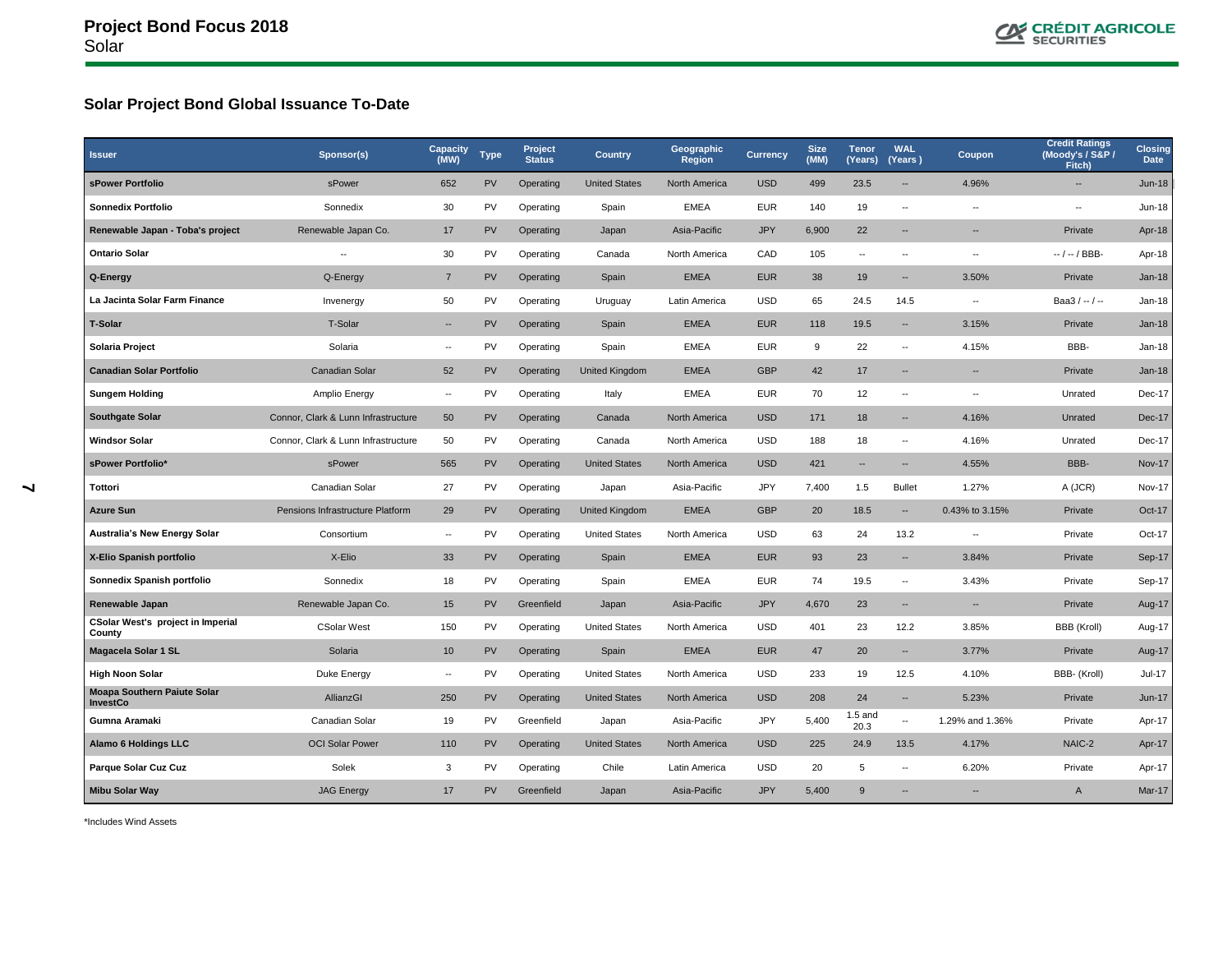## Solar Project Bond Global Issuance To-Date

| Issuer | Sponsor(s) | Capacity (MW) | Type | Project Status | Country | Geographic Region | Currency | Size (MM) | Tenor (Years) | WAL (Years ) | Coupon | Credit Ratings (Moody's / S&P / Fitch) | Closing Date |
|---|---|---|---|---|---|---|---|---|---|---|---|---|---|
| **sPower Portfolio** | sPower | 652 | PV | Operating | United States | North America | USD | 499 | 23.5 | -- | 4.96% | -- | Jun-18 |
| **Sonnedix Portfolio** | Sonnedix | 30 | PV | Operating | Spain | EMEA | EUR | 140 | 19 | -- | -- | -- | Jun-18 |
| **Renewable Japan - Toba's project** | Renewable Japan Co. | 17 | PV | Operating | Japan | Asia-Pacific | JPY | 6,900 | 22 | -- | -- | Private | Apr-18 |
| **Ontario Solar** | -- | 30 | PV | Operating | Canada | North America | CAD | 105 | -- | -- | -- | -- / -- / BBB- | Apr-18 |
| **Q-Energy** | Q-Energy | 7 | PV | Operating | Spain | EMEA | EUR | 38 | 19 | -- | 3.50% | Private | Jan-18 |
| **La Jacinta Solar Farm Finance** | Invenergy | 50 | PV | Operating | Uruguay | Latin America | USD | 65 | 24.5 | 14.5 | -- | Baa3 / -- / -- | Jan-18 |
| **T-Solar** | T-Solar | -- | PV | Operating | Spain | EMEA | EUR | 118 | 19.5 | -- | 3.15% | Private | Jan-18 |
| **Solaria Project** | Solaria | -- | PV | Operating | Spain | EMEA | EUR | 9 | 22 | -- | 4.15% | BBB- | Jan-18 |
| **Canadian Solar Portfolio** | Canadian Solar | 52 | PV | Operating | United Kingdom | EMEA | GBP | 42 | 17 | -- | -- | Private | Jan-18 |
| **Sungem Holding** | Amplio Energy | -- | PV | Operating | Italy | EMEA | EUR | 70 | 12 | -- | -- | Unrated | Dec-17 |
| **Southgate Solar** | Connor, Clark & Lunn Infrastructure | 50 | PV | Operating | Canada | North America | USD | 171 | 18 | -- | 4.16% | Unrated | Dec-17 |
| **Windsor Solar** | Connor, Clark & Lunn Infrastructure | 50 | PV | Operating | Canada | North America | USD | 188 | 18 | -- | 4.16% | Unrated | Dec-17 |
| **sPower Portfolio*** | sPower | 565 | PV | Operating | United States | North America | USD | 421 | -- | -- | 4.55% | BBB- | Nov-17 |
| **Tottori** | Canadian Solar | 27 | PV | Operating | Japan | Asia-Pacific | JPY | 7,400 | 1.5 | Bullet | 1.27% | A (JCR) | Nov-17 |
| **Azure Sun** | Pensions Infrastructure Platform | 29 | PV | Operating | United Kingdom | EMEA | GBP | 20 | 18.5 | -- | 0.43% to 3.15% | Private | Oct-17 |
| **Australia's New Energy Solar** | Consortium | -- | PV | Operating | United States | North America | USD | 63 | 24 | 13.2 | -- | Private | Oct-17 |
| **X-Elio Spanish portfolio** | X-Elio | 33 | PV | Operating | Spain | EMEA | EUR | 93 | 23 | -- | 3.84% | Private | Sep-17 |
| **Sonnedix Spanish portfolio** | Sonnedix | 18 | PV | Operating | Spain | EMEA | EUR | 74 | 19.5 | -- | 3.43% | Private | Sep-17 |
| **Renewable Japan** | Renewable Japan Co. | 15 | PV | Greenfield | Japan | Asia-Pacific | JPY | 4,670 | 23 | -- | -- | Private | Aug-17 |
| **CSolar West's project in Imperial County** | CSolar West | 150 | PV | Operating | United States | North America | USD | 401 | 23 | 12.2 | 3.85% | BBB (Kroll) | Aug-17 |
| **Magacela Solar 1 SL** | Solaria | 10 | PV | Operating | Spain | EMEA | EUR | 47 | 20 | -- | 3.77% | Private | Aug-17 |
| **High Noon Solar** | Duke Energy | -- | PV | Operating | United States | North America | USD | 233 | 19 | 12.5 | 4.10% | BBB- (Kroll) | Jul-17 |
| **Moapa Southern Paiute Solar InvestCo** | AllianzGI | 250 | PV | Operating | United States | North America | USD | 208 | 24 | -- | 5.23% | Private | Jun-17 |
| **Gumna Aramaki** | Canadian Solar | 19 | PV | Greenfield | Japan | Asia-Pacific | JPY | 5,400 | 1.5 and 20.3 | -- | 1.29% and 1.36% | Private | Apr-17 |
| **Alamo 6 Holdings LLC** | OCI Solar Power | 110 | PV | Operating | United States | North America | USD | 225 | 24.9 | 13.5 | 4.17% | NAIC-2 | Apr-17 |
| **Parque Solar Cuz Cuz** | Solek | 3 | PV | Operating | Chile | Latin America | USD | 20 | 5 | -- | 6.20% | Private | Apr-17 |
| **Mibu Solar Way** | JAG Energy | 17 | PV | Greenfield | Japan | Asia-Pacific | JPY | 5,400 | 9 | -- | -- | A | Mar-17 |

*Includes Wind Assets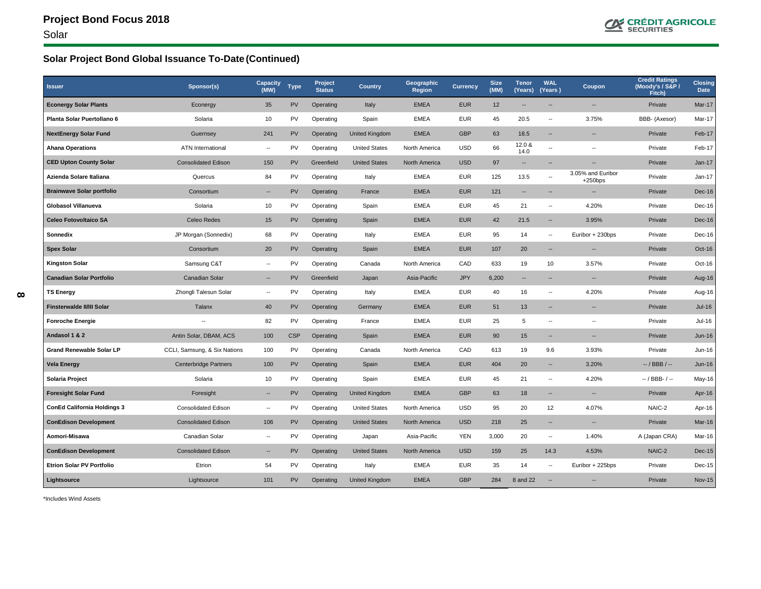## Solar Project Bond Global Issuance To-Date (Continued)

| Issuer | Sponsor(s) | Capacity (MW) | Type | Project Status | Country | Geographic Region | Currency | Size (MM) | Tenor (Years) | WAL (Years ) | Coupon | Credit Ratings (Moody's / S&P / Fitch) | Closing Date |
|---|---|---|---|---|---|---|---|---|---|---|---|---|---|
| **Econergy Solar Plants** | Econergy | 35 | PV | Operating | Italy | EMEA | EUR | 12 | -- | -- | -- | Private | Mar-17 |
| **Planta Solar Puertollano 6** | Solaria | 10 | PV | Operating | Spain | EMEA | EUR | 45 | 20.5 | -- | 3.75% | BBB- (Axesor) | Mar-17 |
| **NextEnergy Solar Fund** | Guernsey | 241 | PV | Operating | United Kingdom | EMEA | GBP | 63 | 18.5 | -- | -- | Private | Feb-17 |
| **Ahana Operations** | ATN International | -- | PV | Operating | United States | North America | USD | 66 | 12.0 & 14.0 | -- | -- | Private | Feb-17 |
| **CED Upton County Solar** | Consolidated Edison | 150 | PV | Greenfield | United States | North America | USD | 97 | -- | -- | -- | Private | Jan-17 |
| **Azienda Solare Italiana** | Quercus | 84 | PV | Operating | Italy | EMEA | EUR | 125 | 13.5 | -- | 3.05% and Euribor +250bps | Private | Jan-17 |
| **Brainwave Solar portfolio** | Consortium | -- | PV | Operating | France | EMEA | EUR | 121 | -- | -- | -- | Private | Dec-16 |
| **Globasol Villanueva** | Solaria | 10 | PV | Operating | Spain | EMEA | EUR | 45 | 21 | -- | 4.20% | Private | Dec-16 |
| **Celeo Fotovoltaico SA** | Celeo Redes | 15 | PV | Operating | Spain | EMEA | EUR | 42 | 21.5 | -- | 3.95% | Private | Dec-16 |
| **Sonnedix** | JP Morgan (Sonnedix) | 68 | PV | Operating | Italy | EMEA | EUR | 95 | 14 | -- | Euribor + 230bps | Private | Dec-16 |
| **Spex Solar** | Consortium | 20 | PV | Operating | Spain | EMEA | EUR | 107 | 20 | -- | -- | Private | Oct-16 |
| **Kingston Solar** | Samsung C&T | -- | PV | Operating | Canada | North America | CAD | 633 | 19 | 10 | 3.57% | Private | Oct-16 |
| **Canadian Solar Portfolio** | Canadian Solar | -- | PV | Greenfield | Japan | Asia-Pacific | JPY | 6,200 | -- | -- | -- | Private | Aug-16 |
| **TS Energy** | Zhongli Talesun Solar | -- | PV | Operating | Italy | EMEA | EUR | 40 | 16 | -- | 4.20% | Private | Aug-16 |
| **Finsterwalde II/III Solar** | Talanx | 40 | PV | Operating | Germany | EMEA | EUR | 51 | 13 | -- | -- | Private | Jul-16 |
| **Fonroche Energie** | -- | 82 | PV | Operating | France | EMEA | EUR | 25 | 5 | -- | -- | Private | Jul-16 |
| **Andasol 1 & 2** | Antin Solar, DBAM, ACS | 100 | CSP | Operating | Spain | EMEA | EUR | 90 | 15 | -- | -- | Private | Jun-16 |
| **Grand Renewable Solar LP** | CCLI, Samsung, & Six Nations | 100 | PV | Operating | Canada | North America | CAD | 613 | 19 | 9.6 | 3.93% | Private | Jun-16 |
| **Vela Energy** | Centerbridge Partners | 100 | PV | Operating | Spain | EMEA | EUR | 404 | 20 | -- | 3.20% | -- / BBB / -- | Jun-16 |
| **Solaria Project** | Solaria | 10 | PV | Operating | Spain | EMEA | EUR | 45 | 21 | -- | 4.20% | -- / BBB- / -- | May-16 |
| **Foresight Solar Fund** | Foresight | -- | PV | Operating | United Kingdom | EMEA | GBP | 63 | 18 | -- | -- | Private | Apr-16 |
| **ConEd California Holdings 3** | Consolidated Edison | -- | PV | Operating | United States | North America | USD | 95 | 20 | 12 | 4.07% | NAIC-2 | Apr-16 |
| **ConEdison Development** | Consolidated Edison | 106 | PV | Operating | United States | North America | USD | 218 | 25 | -- | -- | Private | Mar-16 |
| **Aomori-Misawa** | Canadian Solar | -- | PV | Operating | Japan | Asia-Pacific | YEN | 3,000 | 20 | -- | 1.40% | A (Japan CRA) | Mar-16 |
| **ConEdison Development** | Consolidated Edison | -- | PV | Operating | United States | North America | USD | 159 | 25 | 14.3 | 4.53% | NAIC-2 | Dec-15 |
| **Etrion Solar PV Portfolio** | Etrion | 54 | PV | Operating | Italy | EMEA | EUR | 35 | 14 | -- | Euribor + 225bps | Private | Dec-15 |
| **Lightsource** | Lightsource | 101 | PV | Operating | United Kingdom | EMEA | GBP | 284 | 8 and 22 | -- | -- | Private | Nov-15 |

*Includes Wind Assets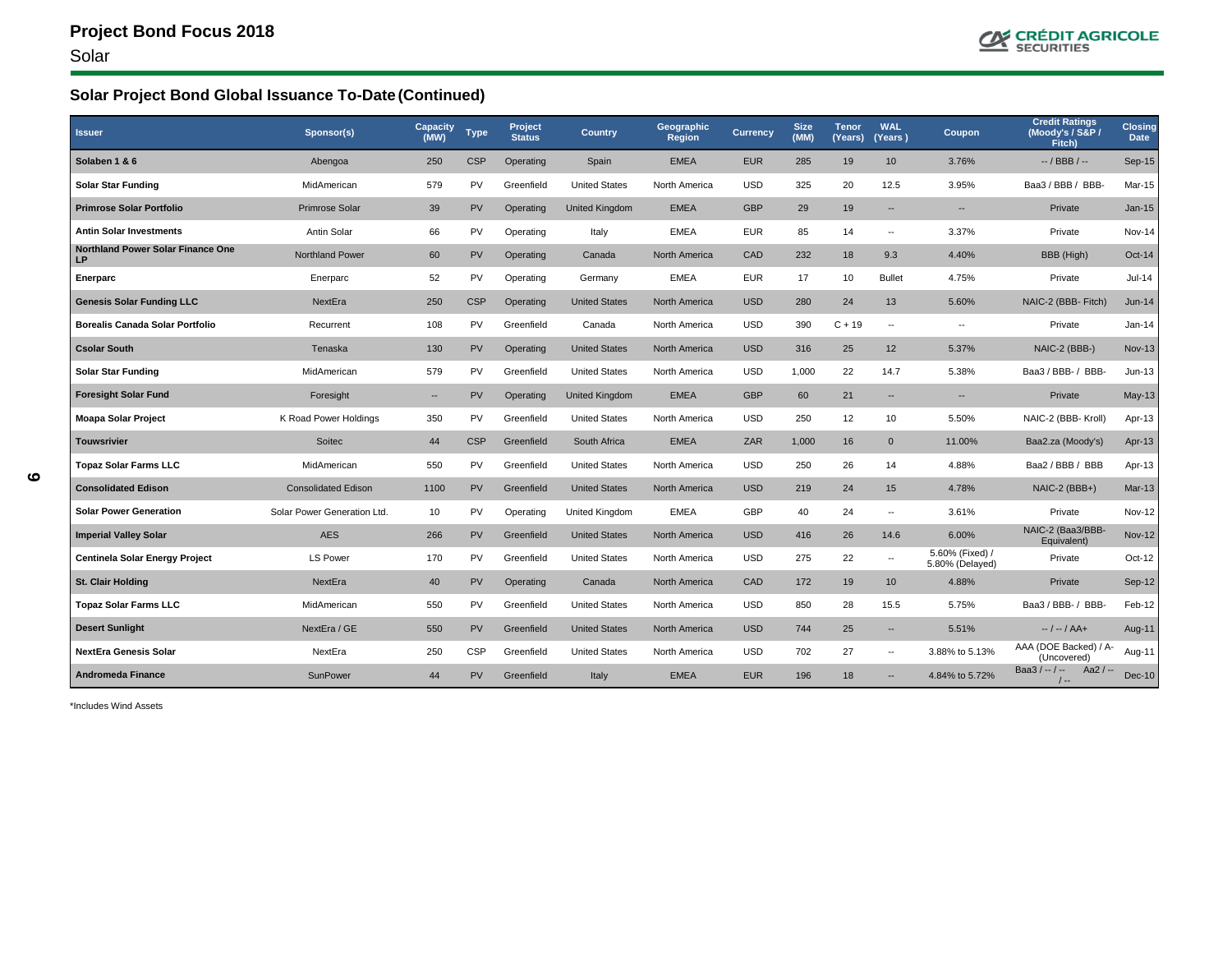# Project Bond Focus 2018

Solar

## Solar Project Bond Global Issuance To-Date (Continued)

| Issuer | Sponsor(s) | Capacity (MW) | Type | Project Status | Country | Geographic Region | Currency | Size (MM) | Tenor (Years) | WAL (Years ) | Coupon | Credit Ratings (Moody's / S&P / Fitch) | Closing Date |
|---|---|---|---|---|---|---|---|---|---|---|---|---|---|
| **Solaben 1 & 6** | Abengoa | 250 | CSP | Operating | Spain | EMEA | EUR | 285 | 19 | 10 | 3.76% | -- / BBB / -- | Sep-15 |
| **Solar Star Funding** | MidAmerican | 579 | PV | Greenfield | United States | North America | USD | 325 | 20 | 12.5 | 3.95% | Baa3 / BBB / BBB- | Mar-15 |
| **Primrose Solar Portfolio** | Primrose Solar | 39 | PV | Operating | United Kingdom | EMEA | GBP | 29 | 19 | -- | -- | Private | Jan-15 |
| **Antin Solar Investments** | Antin Solar | 66 | PV | Operating | Italy | EMEA | EUR | 85 | 14 | -- | 3.37% | Private | Nov-14 |
| **Northland Power Solar Finance One LP** | Northland Power | 60 | PV | Operating | Canada | North America | CAD | 232 | 18 | 9.3 | 4.40% | BBB (High) | Oct-14 |
| **Enerparc** | Enerparc | 52 | PV | Operating | Germany | EMEA | EUR | 17 | 10 | Bullet | 4.75% | Private | Jul-14 |
| **Genesis Solar Funding LLC** | NextEra | 250 | CSP | Operating | United States | North America | USD | 280 | 24 | 13 | 5.60% | NAIC-2 (BBB- Fitch) | Jun-14 |
| **Borealis Canada Solar Portfolio** | Recurrent | 108 | PV | Greenfield | Canada | North America | USD | 390 | C + 19 | -- | -- | Private | Jan-14 |
| **Csolar South** | Tenaska | 130 | PV | Operating | United States | North America | USD | 316 | 25 | 12 | 5.37% | NAIC-2 (BBB-) | Nov-13 |
| **Solar Star Funding** | MidAmerican | 579 | PV | Greenfield | United States | North America | USD | 1,000 | 22 | 14.7 | 5.38% | Baa3 / BBB- / BBB- | Jun-13 |
| **Foresight Solar Fund** | Foresight | -- | PV | Operating | United Kingdom | EMEA | GBP | 60 | 21 | -- | -- | Private | May-13 |
| **Moapa Solar Project** | K Road Power Holdings | 350 | PV | Greenfield | United States | North America | USD | 250 | 12 | 10 | 5.50% | NAIC-2 (BBB- Kroll) | Apr-13 |
| **Touwsrivier** | Soitec | 44 | CSP | Greenfield | South Africa | EMEA | ZAR | 1,000 | 16 | 0 | 11.00% | Baa2.za (Moody's) | Apr-13 |
| **Topaz Solar Farms LLC** | MidAmerican | 550 | PV | Greenfield | United States | North America | USD | 250 | 26 | 14 | 4.88% | Baa2 / BBB / BBB | Apr-13 |
| **Consolidated Edison** | Consolidated Edison | 1100 | PV | Greenfield | United States | North America | USD | 219 | 24 | 15 | 4.78% | NAIC-2 (BBB+) | Mar-13 |
| **Solar Power Generation** | Solar Power Generation Ltd. | 10 | PV | Operating | United Kingdom | EMEA | GBP | 40 | 24 | -- | 3.61% | Private | Nov-12 |
| **Imperial Valley Solar** | AES | 266 | PV | Greenfield | United States | North America | USD | 416 | 26 | 14.6 | 6.00% | NAIC-2 (Baa3/BBB- Equivalent) | Nov-12 |
| **Centinela Solar Energy Project** | LS Power | 170 | PV | Greenfield | United States | North America | USD | 275 | 22 | -- | 5.60% (Fixed) / 5.80% (Delayed) | Private | Oct-12 |
| **St. Clair Holding** | NextEra | 40 | PV | Operating | Canada | North America | CAD | 172 | 19 | 10 | 4.88% | Private | Sep-12 |
| **Topaz Solar Farms LLC** | MidAmerican | 550 | PV | Greenfield | United States | North America | USD | 850 | 28 | 15.5 | 5.75% | Baa3 / BBB- / BBB- | Feb-12 |
| **Desert Sunlight** | NextEra / GE | 550 | PV | Greenfield | United States | North America | USD | 744 | 25 | -- | 5.51% | -- / -- / AA+ | Aug-11 |
| **NextEra Genesis Solar** | NextEra | 250 | CSP | Greenfield | United States | North America | USD | 702 | 27 | -- | 3.88% to 5.13% | AAA (DOE Backed) / A- (Uncovered) | Aug-11 |
| **Andromeda Finance** | SunPower | 44 | PV | Greenfield | Italy | EMEA | EUR | 196 | 18 | -- | 4.84% to 5.72% | Baa3 / -- / -- Aa2 / -- / -- | Dec-10 |

*Includes Wind Assets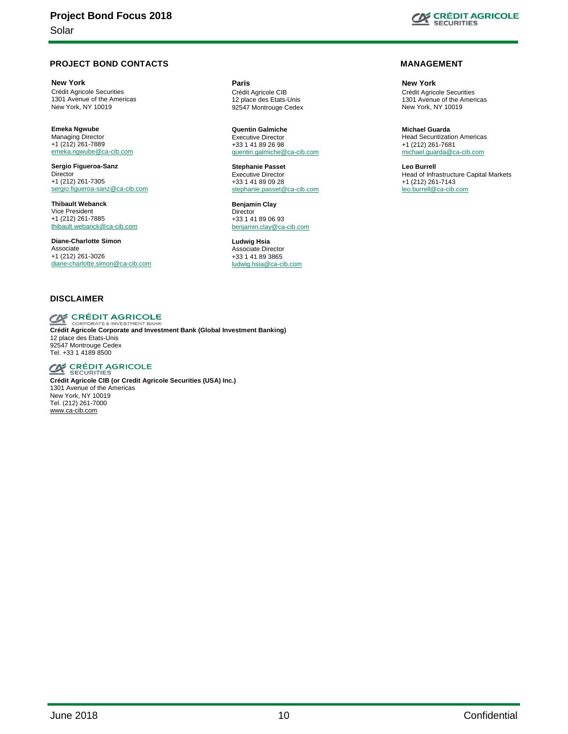## PROJECT BOND CONTACTS

**New York**
Crédit Agricole Securities
1301 Avenue of the Americas
New York, NY 10019

**Emeka Ngwube**
Managing Director
+1 (212) 261-7889
emeka.ngwube@ca-cib.com

**Sergio Figueroa-Sanz**
Director
+1 (212) 261-7305
sergio.figueroa-sanz@ca-cib.com

**Thibault Webanck**
Vice President
+1 (212) 261-7885
thibault.webanck@ca-cib.com

**Diane-Charlotte Simon**
Associate
+1 (212) 261-3026
diane-charlotte.simon@ca-cib.com

**Paris**
Crédit Agricole CIB
12 place des Etats-Unis
92547 Montrouge Cedex

**Quentin Galmiche**
Executive Director
+33 1 41 89 26 98
quentin.galmiche@ca-cib.com

**Stephanie Passet**
Executive Director
+33 1 41 89 09 28
stephanie.passet@ca-cib.com

**Benjamin Clay**
Director
+33 1 41 89 06 93
benjamin.clay@ca-cib.com

**Ludwig Hsia**
Associate Director
+33 1 41 89 3865
ludwig.hsia@ca-cib.com

## MANAGEMENT

**New York**
Crédit Agricole Securities
1301 Avenue of the Americas
New York, NY 10019

**Michael Guarda**
Head Securitization Americas
+1 (212) 261-7681
michael.guarda@ca-cib.com

**Leo Burrell**
Head of Infrastructure Capital Markets
+1 (212) 261-7143
leo.burrell@ca-cib.com

## DISCLAIMER

CRÉDIT AGRICOLE
CORPORATE & INVESTMENT BANK

**Crédit Agricole Corporate and Investment Bank (Global Investment Banking)**
12 place des Etats-Unis
92547 Montrouge Cedex
Tel. +33 1 4189 8500

CRÉDIT AGRICOLE
SECURITIES

**Crédit Agricole CIB (or Credit Agricole Securities (USA) Inc.)**
1301 Avenue of the Americas
New York, NY 10019
Tel. (212) 261-7000
www.ca-cib.com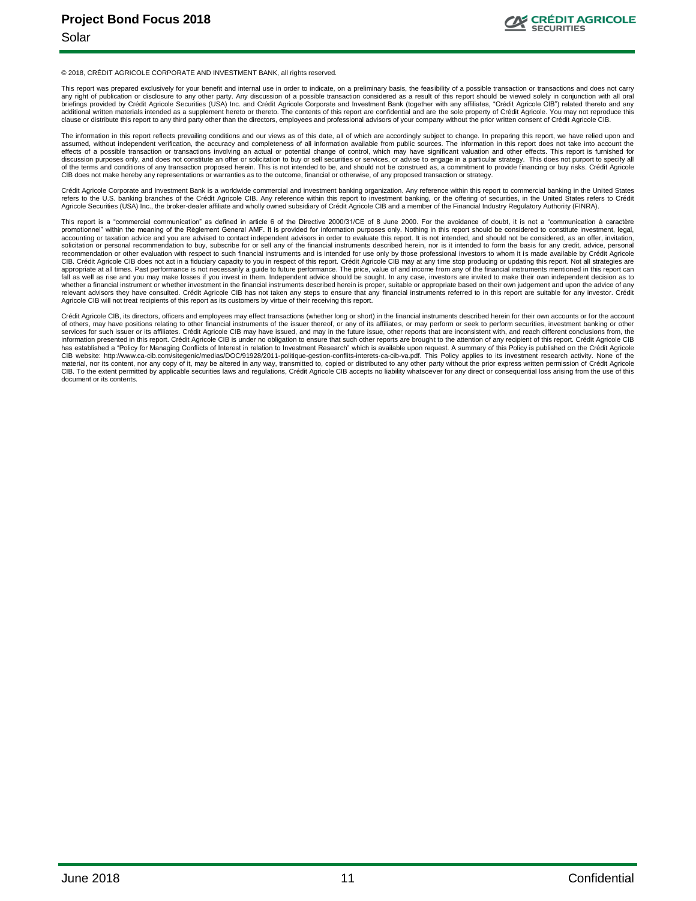© 2018, CRÉDIT AGRICOLE CORPORATE AND INVESTMENT BANK, all rights reserved.

This report was prepared exclusively for your benefit and internal use in order to indicate, on a preliminary basis, the feasibility of a possible transaction or transactions and does not carry any right of publication or disclosure to any other party. Any discussion of a possible transaction considered as a result of this report should be viewed solely in conjunction with all oral briefings provided by Crédit Agricole Securities (USA) Inc. and Crédit Agricole Corporate and Investment Bank (together with any affiliates, "Crédit Agricole CIB") related thereto and any additional written materials intended as a supplement hereto or thereto. The contents of this report are confidential and are the sole property of Crédit Agricole. You may not reproduce this clause or distribute this report to any third party other than the directors, employees and professional advisors of your company without the prior written consent of Crédit Agricole CIB.

The information in this report reflects prevailing conditions and our views as of this date, all of which are accordingly subject to change. In preparing this report, we have relied upon and assumed, without independent verification, the accuracy and completeness of all information available from public sources. The information in this report does not take into account the effects of a possible transaction or transactions involving an actual or potential change of control, which may have significant valuation and other effects. This report is furnished for discussion purposes only, and does not constitute an offer or solicitation to buy or sell securities or services, or advise to engage in a particular strategy. This does not purport to specify all of the terms and conditions of any transaction proposed herein. This is not intended to be, and should not be construed as, a commitment to provide financing or buy risks. Crédit Agricole CIB does not make hereby any representations or warranties as to the outcome, financial or otherwise, of any proposed transaction or strategy.

Crédit Agricole Corporate and Investment Bank is a worldwide commercial and investment banking organization. Any reference within this report to commercial banking in the United States refers to the U.S. banking branches of the Crédit Agricole CIB. Any reference within this report to investment banking, or the offering of securities, in the United States refers to Crédit Agricole Securities (USA) Inc., the broker-dealer affiliate and wholly owned subsidiary of Crédit Agricole CIB and a member of the Financial Industry Regulatory Authority (FINRA).

This report is a "commercial communication" as defined in article 6 of the Directive 2000/31/CE of 8 June 2000. For the avoidance of doubt, it is not a "communication à caractère promotionnel" within the meaning of the Règlement General AMF. It is provided for information purposes only. Nothing in this report should be considered to constitute investment, legal, accounting or taxation advice and you are advised to contact independent advisors in order to evaluate this report. It is not intended, and should not be considered, as an offer, invitation, solicitation or personal recommendation to buy, subscribe for or sell any of the financial instruments described herein, nor is it intended to form the basis for any credit, advice, personal recommendation or other evaluation with respect to such financial instruments and is intended for use only by those professional investors to whom it is made available by Crédit Agricole CIB. Crédit Agricole CIB does not act in a fiduciary capacity to you in respect of this report. Crédit Agricole CIB may at any time stop producing or updating this report. Not all strategies are appropriate at all times. Past performance is not necessarily a guide to future performance. The price, value of and income from any of the financial instruments mentioned in this report can fall as well as rise and you may make losses if you invest in them. Independent advice should be sought. In any case, investors are invited to make their own independent decision as to whether a financial instrument or whether investment in the financial instruments described herein is proper, suitable or appropriate based on their own judgement and upon the advice of any relevant advisors they have consulted. Crédit Agricole CIB has not taken any steps to ensure that any financial instruments referred to in this report are suitable for any investor. Crédit Agricole CIB will not treat recipients of this report as its customers by virtue of their receiving this report.

Crédit Agricole CIB, its directors, officers and employees may effect transactions (whether long or short) in the financial instruments described herein for their own accounts or for the account of others, may have positions relating to other financial instruments of the issuer thereof, or any of its affiliates, or may perform or seek to perform securities, investment banking or other services for such issuer or its affiliates. Crédit Agricole CIB may have issued, and may in the future issue, other reports that are inconsistent with, and reach different conclusions from, the information presented in this report. Crédit Agricole CIB is under no obligation to ensure that such other reports are brought to the attention of any recipient of this report. Crédit Agricole CIB has established a "Policy for Managing Conflicts of Interest in relation to Investment Research" which is available upon request. A summary of this Policy is published on the Crédit Agricole CIB website: http://www.ca-cib.com/sitegenic/medias/DOC/91928/2011-politique-gestion-conflits-interets-ca-cib-va.pdf. This Policy applies to its investment research activity. None of the material, nor its content, nor any copy of it, may be altered in any way, transmitted to, copied or distributed to any other party without the prior express written permission of Crédit Agricole CIB. To the extent permitted by applicable securities laws and regulations, Crédit Agricole CIB accepts no liability whatsoever for any direct or consequential loss arising from the use of this document or its contents.